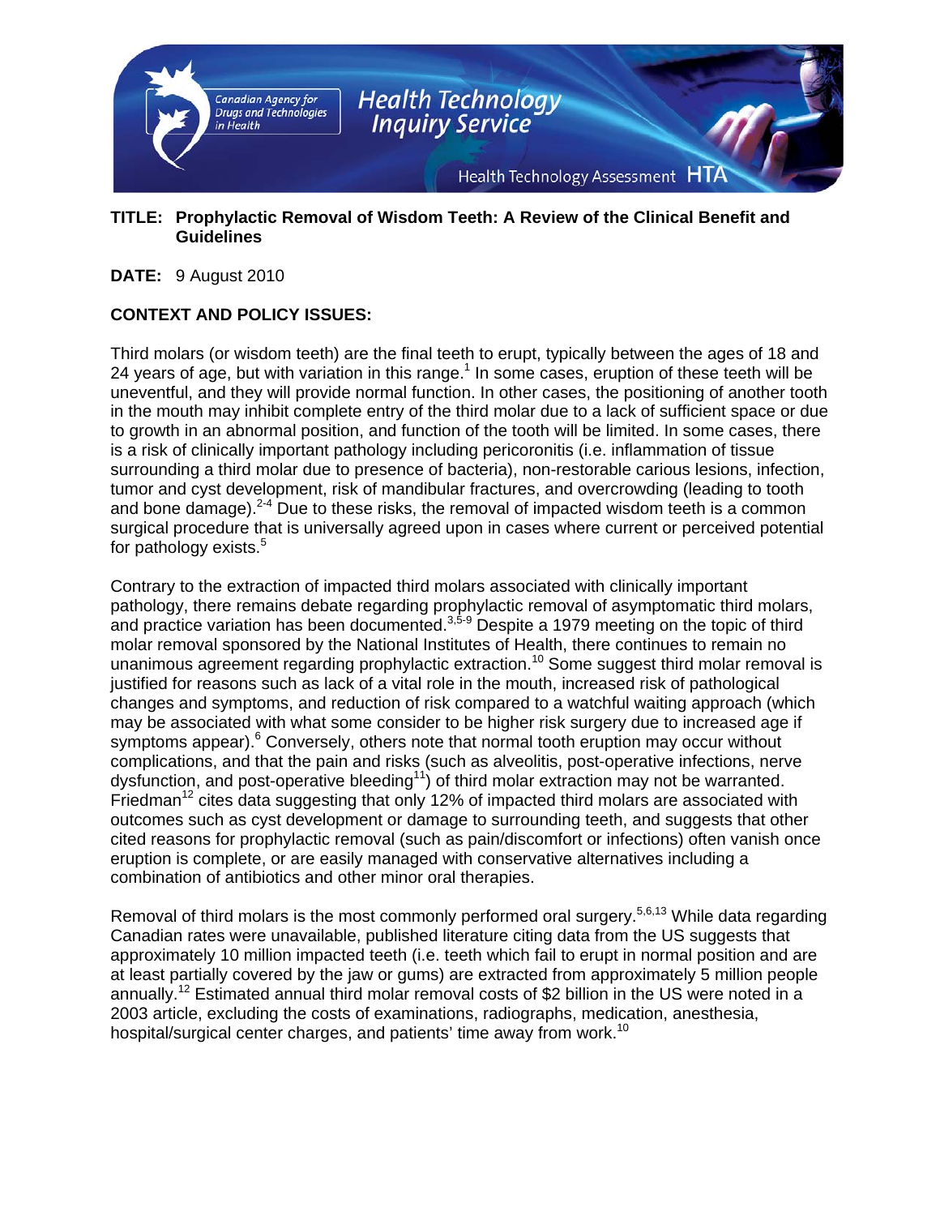**TITLE: Prophylactic Removal of Wisdom Teeth: A Review of the Clinical Benefit and Guidelines**

**DATE:** 9 August 2010

## CONTEXT AND POLICY ISSUES:

Third molars (or wisdom teeth) are the final teeth to erupt, typically between the ages of 18 and 24 years of age, but with variation in this range.[1] In some cases, eruption of these teeth will be uneventful, and they will provide normal function. In other cases, the positioning of another tooth in the mouth may inhibit complete entry of the third molar due to a lack of sufficient space or due to growth in an abnormal position, and function of the tooth will be limited. In some cases, there is a risk of clinically important pathology including pericoronitis (i.e. inflammation of tissue surrounding a third molar due to presence of bacteria), non-restorable carious lesions, infection, tumor and cyst development, risk of mandibular fractures, and overcrowding (leading to tooth and bone damage).[2-4] Due to these risks, the removal of impacted wisdom teeth is a common surgical procedure that is universally agreed upon in cases where current or perceived potential for pathology exists.[5]

Contrary to the extraction of impacted third molars associated with clinically important pathology, there remains debate regarding prophylactic removal of asymptomatic third molars, and practice variation has been documented.[3,5-9] Despite a 1979 meeting on the topic of third molar removal sponsored by the National Institutes of Health, there continues to remain no unanimous agreement regarding prophylactic extraction.[10] Some suggest third molar removal is justified for reasons such as lack of a vital role in the mouth, increased risk of pathological changes and symptoms, and reduction of risk compared to a watchful waiting approach (which may be associated with what some consider to be higher risk surgery due to increased age if symptoms appear).[6] Conversely, others note that normal tooth eruption may occur without complications, and that the pain and risks (such as alveolitis, post-operative infections, nerve dysfunction, and post-operative bleeding[11]) of third molar extraction may not be warranted. Friedman[12] cites data suggesting that only 12% of impacted third molars are associated with outcomes such as cyst development or damage to surrounding teeth, and suggests that other cited reasons for prophylactic removal (such as pain/discomfort or infections) often vanish once eruption is complete, or are easily managed with conservative alternatives including a combination of antibiotics and other minor oral therapies.

Removal of third molars is the most commonly performed oral surgery.[5,6,13] While data regarding Canadian rates were unavailable, published literature citing data from the US suggests that approximately 10 million impacted teeth (i.e. teeth which fail to erupt in normal position and are at least partially covered by the jaw or gums) are extracted from approximately 5 million people annually.[12] Estimated annual third molar removal costs of $2 billion in the US were noted in a 2003 article, excluding the costs of examinations, radiographs, medication, anesthesia, hospital/surgical center charges, and patients' time away from work.[10]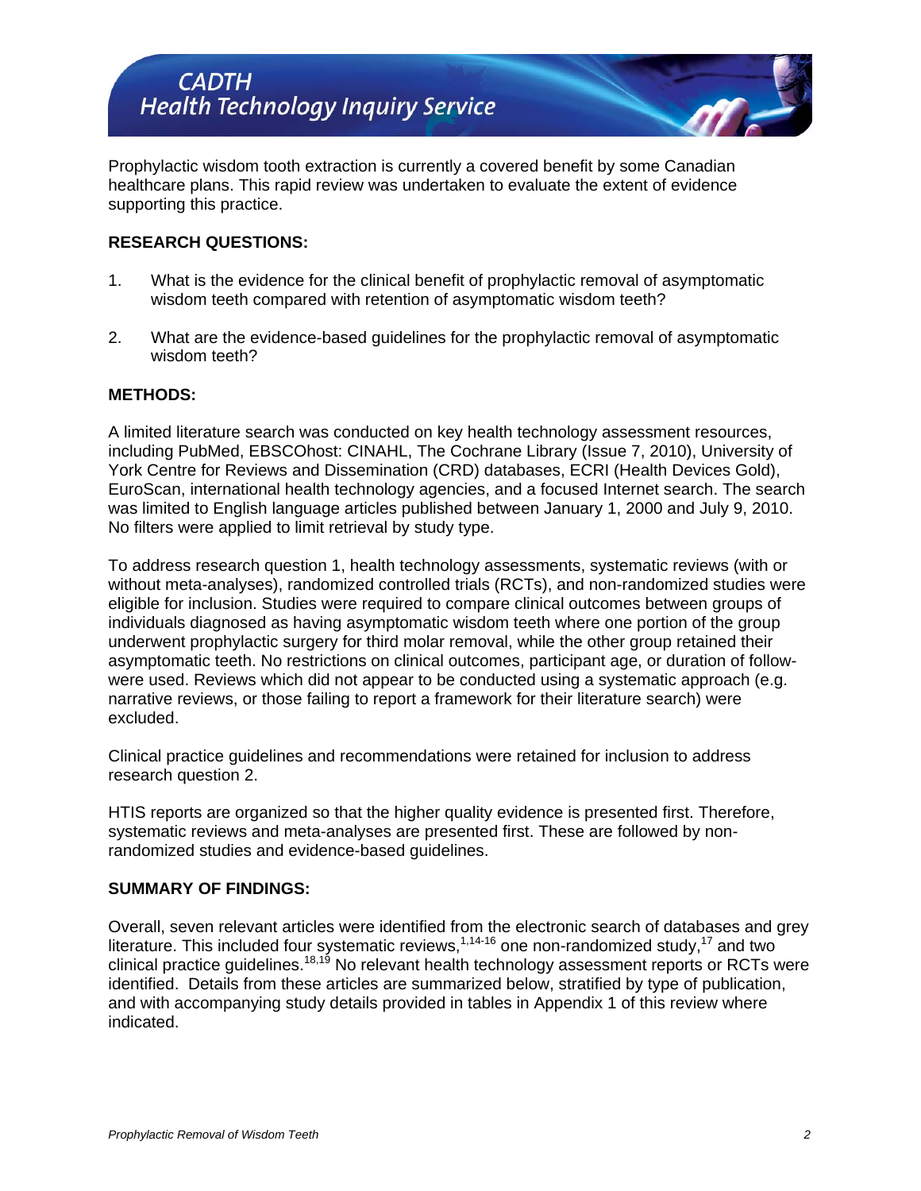Prophylactic wisdom tooth extraction is currently a covered benefit by some Canadian healthcare plans. This rapid review was undertaken to evaluate the extent of evidence supporting this practice.

## RESEARCH QUESTIONS:

1. What is the evidence for the clinical benefit of prophylactic removal of asymptomatic wisdom teeth compared with retention of asymptomatic wisdom teeth?

2. What are the evidence-based guidelines for the prophylactic removal of asymptomatic wisdom teeth?

## METHODS:

A limited literature search was conducted on key health technology assessment resources, including PubMed, EBSCOhost: CINAHL, The Cochrane Library (Issue 7, 2010), University of York Centre for Reviews and Dissemination (CRD) databases, ECRI (Health Devices Gold), EuroScan, international health technology agencies, and a focused Internet search. The search was limited to English language articles published between January 1, 2000 and July 9, 2010. No filters were applied to limit retrieval by study type.

To address research question 1, health technology assessments, systematic reviews (with or without meta-analyses), randomized controlled trials (RCTs), and non-randomized studies were eligible for inclusion. Studies were required to compare clinical outcomes between groups of individuals diagnosed as having asymptomatic wisdom teeth where one portion of the group underwent prophylactic surgery for third molar removal, while the other group retained their asymptomatic teeth. No restrictions on clinical outcomes, participant age, or duration of follow-were used. Reviews which did not appear to be conducted using a systematic approach (e.g. narrative reviews, or those failing to report a framework for their literature search) were excluded.

Clinical practice guidelines and recommendations were retained for inclusion to address research question 2.

HTIS reports are organized so that the higher quality evidence is presented first. Therefore, systematic reviews and meta-analyses are presented first. These are followed by non-randomized studies and evidence-based guidelines.

## SUMMARY OF FINDINGS:

Overall, seven relevant articles were identified from the electronic search of databases and grey literature. This included four systematic reviews,[1,14-16] one non-randomized study,[17] and two clinical practice guidelines.[18,19] No relevant health technology assessment reports or RCTs were identified. Details from these articles are summarized below, stratified by type of publication, and with accompanying study details provided in tables in Appendix 1 of this review where indicated.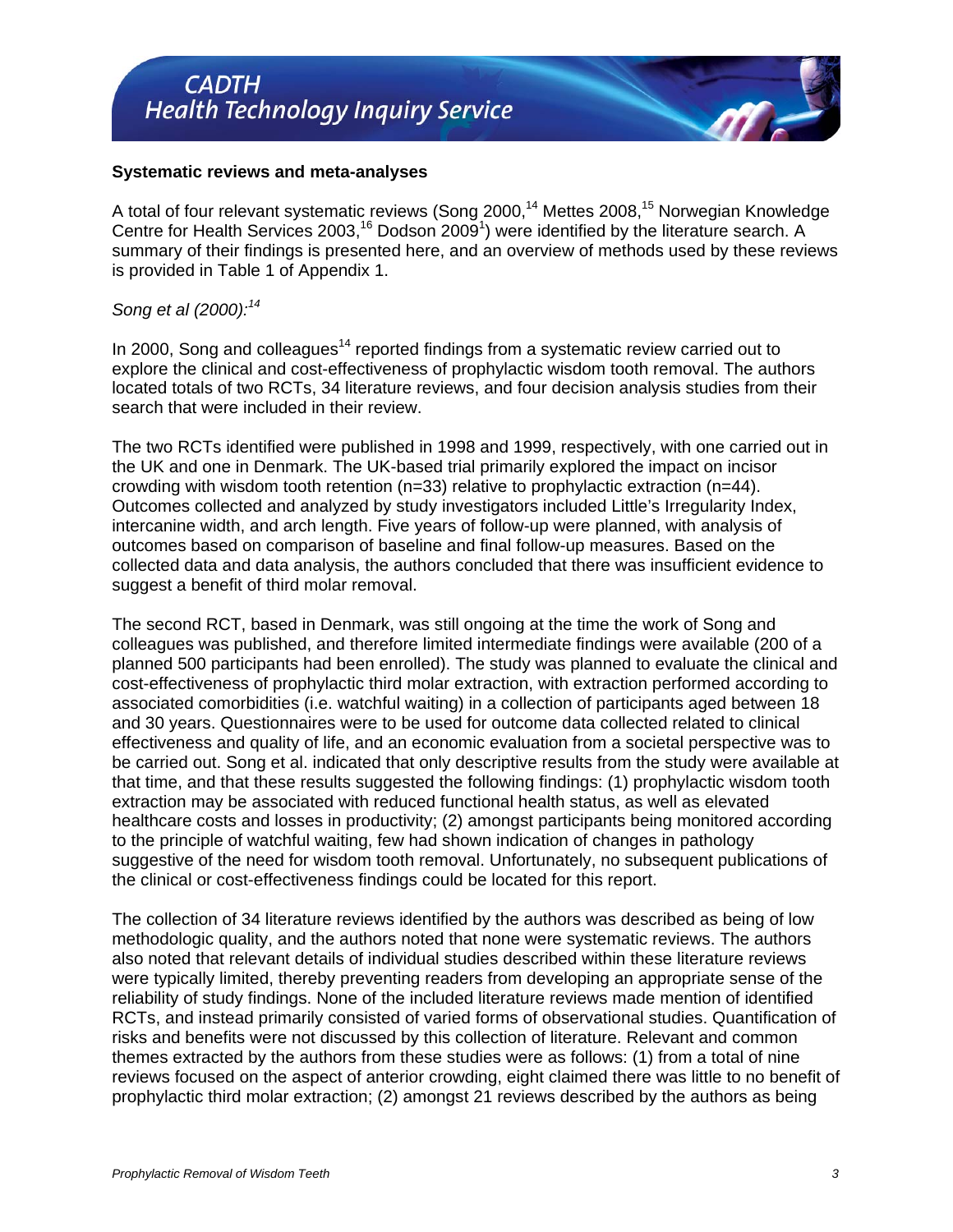**Systematic reviews and meta-analyses**

A total of four relevant systematic reviews (Song 2000,[14] Mettes 2008,[15] Norwegian Knowledge Centre for Health Services 2003,[16] Dodson 2009[1]) were identified by the literature search. A summary of their findings is presented here, and an overview of methods used by these reviews is provided in Table 1 of Appendix 1.

*Song et al (2000):[14]*

In 2000, Song and colleagues[14] reported findings from a systematic review carried out to explore the clinical and cost-effectiveness of prophylactic wisdom tooth removal. The authors located totals of two RCTs, 34 literature reviews, and four decision analysis studies from their search that were included in their review.

The two RCTs identified were published in 1998 and 1999, respectively, with one carried out in the UK and one in Denmark. The UK-based trial primarily explored the impact on incisor crowding with wisdom tooth retention (n=33) relative to prophylactic extraction (n=44). Outcomes collected and analyzed by study investigators included Little's Irregularity Index, intercanine width, and arch length. Five years of follow-up were planned, with analysis of outcomes based on comparison of baseline and final follow-up measures. Based on the collected data and data analysis, the authors concluded that there was insufficient evidence to suggest a benefit of third molar removal.

The second RCT, based in Denmark, was still ongoing at the time the work of Song and colleagues was published, and therefore limited intermediate findings were available (200 of a planned 500 participants had been enrolled). The study was planned to evaluate the clinical and cost-effectiveness of prophylactic third molar extraction, with extraction performed according to associated comorbidities (i.e. watchful waiting) in a collection of participants aged between 18 and 30 years. Questionnaires were to be used for outcome data collected related to clinical effectiveness and quality of life, and an economic evaluation from a societal perspective was to be carried out. Song et al. indicated that only descriptive results from the study were available at that time, and that these results suggested the following findings: (1) prophylactic wisdom tooth extraction may be associated with reduced functional health status, as well as elevated healthcare costs and losses in productivity; (2) amongst participants being monitored according to the principle of watchful waiting, few had shown indication of changes in pathology suggestive of the need for wisdom tooth removal. Unfortunately, no subsequent publications of the clinical or cost-effectiveness findings could be located for this report.

The collection of 34 literature reviews identified by the authors was described as being of low methodologic quality, and the authors noted that none were systematic reviews. The authors also noted that relevant details of individual studies described within these literature reviews were typically limited, thereby preventing readers from developing an appropriate sense of the reliability of study findings. None of the included literature reviews made mention of identified RCTs, and instead primarily consisted of varied forms of observational studies. Quantification of risks and benefits were not discussed by this collection of literature. Relevant and common themes extracted by the authors from these studies were as follows: (1) from a total of nine reviews focused on the aspect of anterior crowding, eight claimed there was little to no benefit of prophylactic third molar extraction; (2) amongst 21 reviews described by the authors as being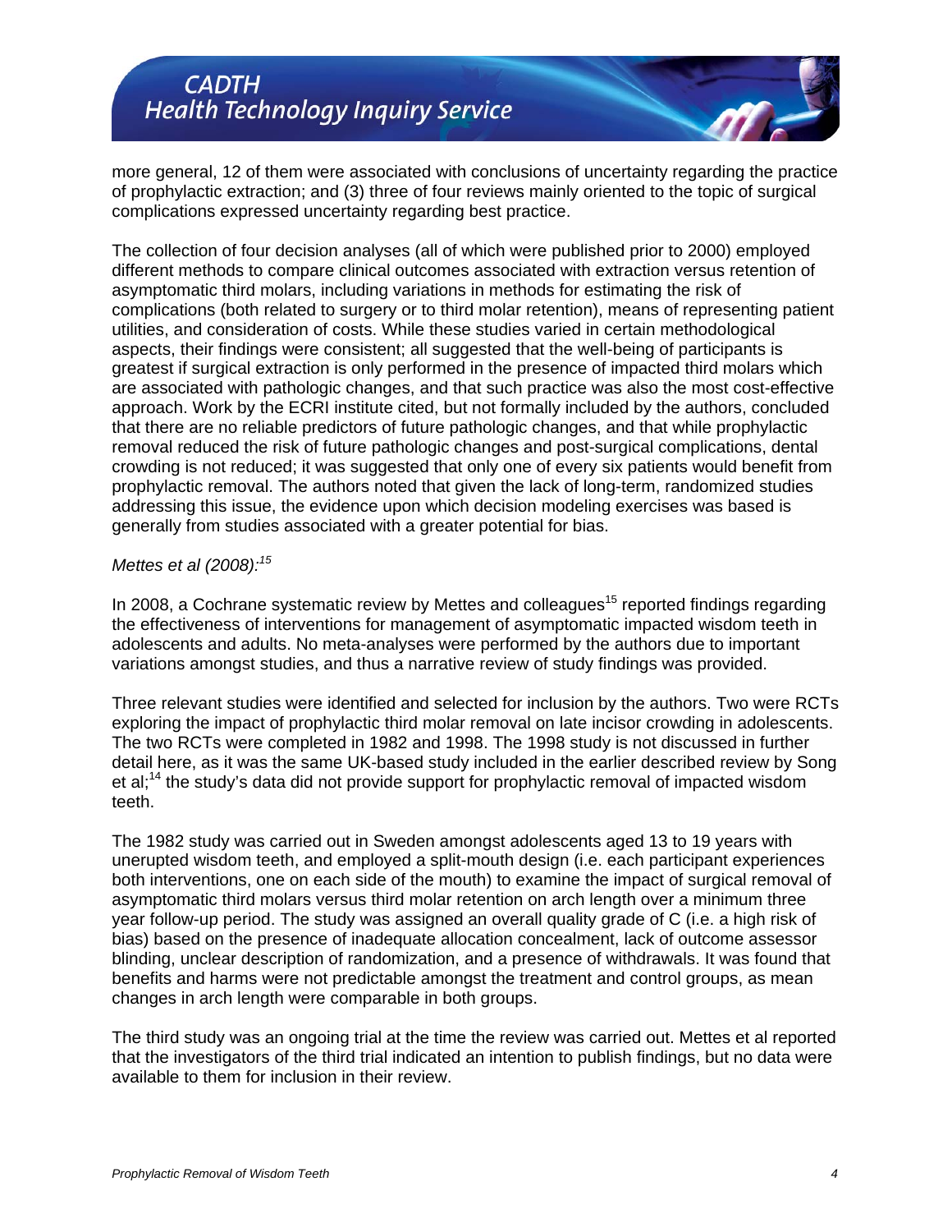more general, 12 of them were associated with conclusions of uncertainty regarding the practice of prophylactic extraction; and (3) three of four reviews mainly oriented to the topic of surgical complications expressed uncertainty regarding best practice.

The collection of four decision analyses (all of which were published prior to 2000) employed different methods to compare clinical outcomes associated with extraction versus retention of asymptomatic third molars, including variations in methods for estimating the risk of complications (both related to surgery or to third molar retention), means of representing patient utilities, and consideration of costs. While these studies varied in certain methodological aspects, their findings were consistent; all suggested that the well-being of participants is greatest if surgical extraction is only performed in the presence of impacted third molars which are associated with pathologic changes, and that such practice was also the most cost-effective approach. Work by the ECRI institute cited, but not formally included by the authors, concluded that there are no reliable predictors of future pathologic changes, and that while prophylactic removal reduced the risk of future pathologic changes and post-surgical complications, dental crowding is not reduced; it was suggested that only one of every six patients would benefit from prophylactic removal. The authors noted that given the lack of long-term, randomized studies addressing this issue, the evidence upon which decision modeling exercises was based is generally from studies associated with a greater potential for bias.

*Mettes et al (2008):*[15]

In 2008, a Cochrane systematic review by Mettes and colleagues[15] reported findings regarding the effectiveness of interventions for management of asymptomatic impacted wisdom teeth in adolescents and adults. No meta-analyses were performed by the authors due to important variations amongst studies, and thus a narrative review of study findings was provided.

Three relevant studies were identified and selected for inclusion by the authors. Two were RCTs exploring the impact of prophylactic third molar removal on late incisor crowding in adolescents. The two RCTs were completed in 1982 and 1998. The 1998 study is not discussed in further detail here, as it was the same UK-based study included in the earlier described review by Song et al;[14] the study's data did not provide support for prophylactic removal of impacted wisdom teeth.

The 1982 study was carried out in Sweden amongst adolescents aged 13 to 19 years with unerupted wisdom teeth, and employed a split-mouth design (i.e. each participant experiences both interventions, one on each side of the mouth) to examine the impact of surgical removal of asymptomatic third molars versus third molar retention on arch length over a minimum three year follow-up period. The study was assigned an overall quality grade of C (i.e. a high risk of bias) based on the presence of inadequate allocation concealment, lack of outcome assessor blinding, unclear description of randomization, and a presence of withdrawals. It was found that benefits and harms were not predictable amongst the treatment and control groups, as mean changes in arch length were comparable in both groups.

The third study was an ongoing trial at the time the review was carried out. Mettes et al reported that the investigators of the third trial indicated an intention to publish findings, but no data were available to them for inclusion in their review.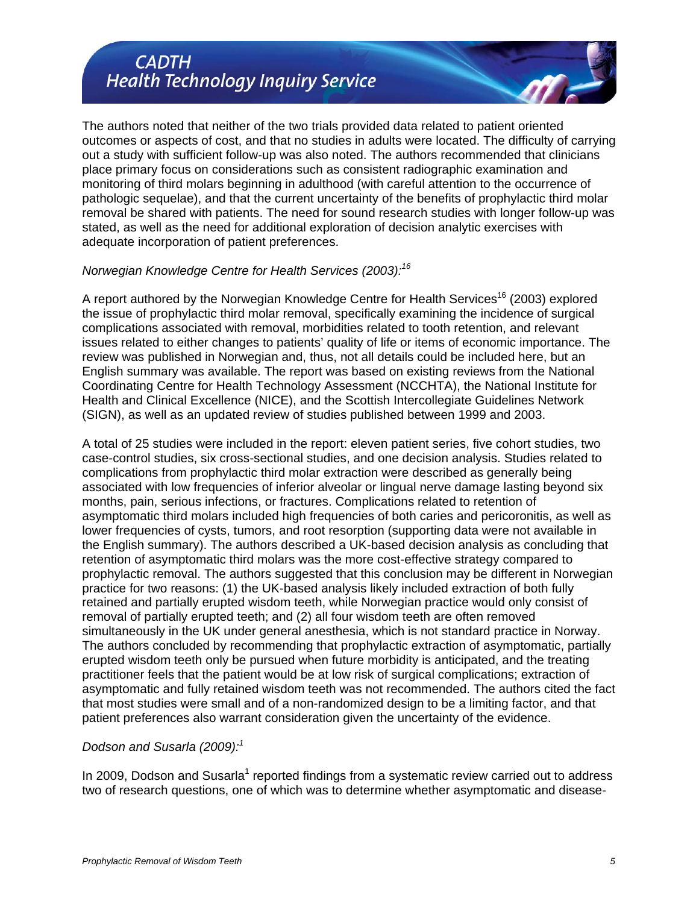The authors noted that neither of the two trials provided data related to patient oriented outcomes or aspects of cost, and that no studies in adults were located. The difficulty of carrying out a study with sufficient follow-up was also noted. The authors recommended that clinicians place primary focus on considerations such as consistent radiographic examination and monitoring of third molars beginning in adulthood (with careful attention to the occurrence of pathologic sequelae), and that the current uncertainty of the benefits of prophylactic third molar removal be shared with patients. The need for sound research studies with longer follow-up was stated, as well as the need for additional exploration of decision analytic exercises with adequate incorporation of patient preferences.

*Norwegian Knowledge Centre for Health Services (2003):[16]*

A report authored by the Norwegian Knowledge Centre for Health Services[16] (2003) explored the issue of prophylactic third molar removal, specifically examining the incidence of surgical complications associated with removal, morbidities related to tooth retention, and relevant issues related to either changes to patients' quality of life or items of economic importance. The review was published in Norwegian and, thus, not all details could be included here, but an English summary was available. The report was based on existing reviews from the National Coordinating Centre for Health Technology Assessment (NCCHTA), the National Institute for Health and Clinical Excellence (NICE), and the Scottish Intercollegiate Guidelines Network (SIGN), as well as an updated review of studies published between 1999 and 2003.

A total of 25 studies were included in the report: eleven patient series, five cohort studies, two case-control studies, six cross-sectional studies, and one decision analysis. Studies related to complications from prophylactic third molar extraction were described as generally being associated with low frequencies of inferior alveolar or lingual nerve damage lasting beyond six months, pain, serious infections, or fractures. Complications related to retention of asymptomatic third molars included high frequencies of both caries and pericoronitis, as well as lower frequencies of cysts, tumors, and root resorption (supporting data were not available in the English summary). The authors described a UK-based decision analysis as concluding that retention of asymptomatic third molars was the more cost-effective strategy compared to prophylactic removal. The authors suggested that this conclusion may be different in Norwegian practice for two reasons: (1) the UK-based analysis likely included extraction of both fully retained and partially erupted wisdom teeth, while Norwegian practice would only consist of removal of partially erupted teeth; and (2) all four wisdom teeth are often removed simultaneously in the UK under general anesthesia, which is not standard practice in Norway. The authors concluded by recommending that prophylactic extraction of asymptomatic, partially erupted wisdom teeth only be pursued when future morbidity is anticipated, and the treating practitioner feels that the patient would be at low risk of surgical complications; extraction of asymptomatic and fully retained wisdom teeth was not recommended. The authors cited the fact that most studies were small and of a non-randomized design to be a limiting factor, and that patient preferences also warrant consideration given the uncertainty of the evidence.

*Dodson and Susarla (2009):[1]*

In 2009, Dodson and Susarla[1] reported findings from a systematic review carried out to address two of research questions, one of which was to determine whether asymptomatic and disease-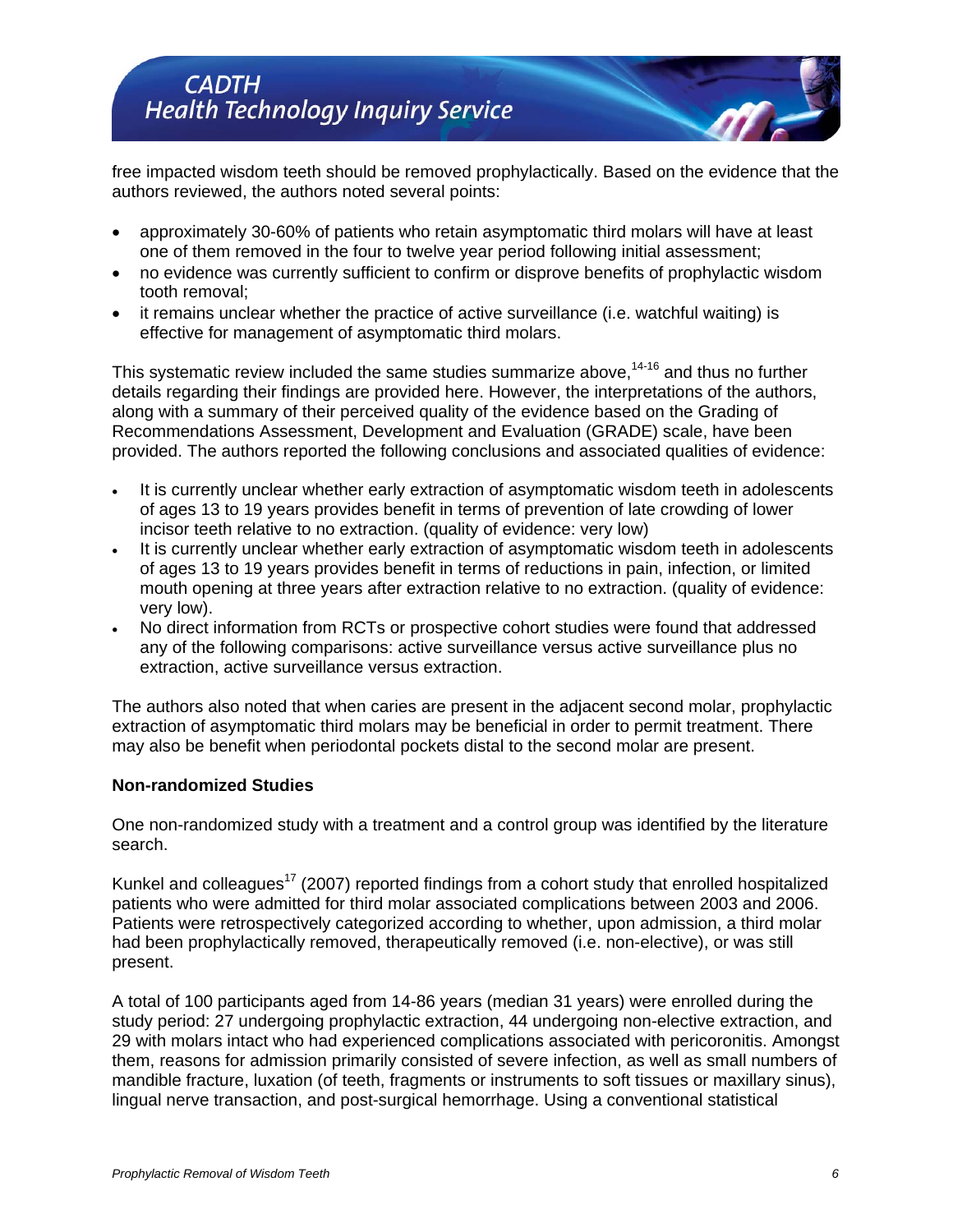free impacted wisdom teeth should be removed prophylactically. Based on the evidence that the authors reviewed, the authors noted several points:

- approximately 30-60% of patients who retain asymptomatic third molars will have at least one of them removed in the four to twelve year period following initial assessment;
- no evidence was currently sufficient to confirm or disprove benefits of prophylactic wisdom tooth removal;
- it remains unclear whether the practice of active surveillance (i.e. watchful waiting) is effective for management of asymptomatic third molars.

This systematic review included the same studies summarize above,[14-16] and thus no further details regarding their findings are provided here. However, the interpretations of the authors, along with a summary of their perceived quality of the evidence based on the Grading of Recommendations Assessment, Development and Evaluation (GRADE) scale, have been provided. The authors reported the following conclusions and associated qualities of evidence:

- It is currently unclear whether early extraction of asymptomatic wisdom teeth in adolescents of ages 13 to 19 years provides benefit in terms of prevention of late crowding of lower incisor teeth relative to no extraction. (quality of evidence: very low)
- It is currently unclear whether early extraction of asymptomatic wisdom teeth in adolescents of ages 13 to 19 years provides benefit in terms of reductions in pain, infection, or limited mouth opening at three years after extraction relative to no extraction. (quality of evidence: very low).
- No direct information from RCTs or prospective cohort studies were found that addressed any of the following comparisons: active surveillance versus active surveillance plus no extraction, active surveillance versus extraction.

The authors also noted that when caries are present in the adjacent second molar, prophylactic extraction of asymptomatic third molars may be beneficial in order to permit treatment. There may also be benefit when periodontal pockets distal to the second molar are present.

**Non-randomized Studies**

One non-randomized study with a treatment and a control group was identified by the literature search.

Kunkel and colleagues[17] (2007) reported findings from a cohort study that enrolled hospitalized patients who were admitted for third molar associated complications between 2003 and 2006. Patients were retrospectively categorized according to whether, upon admission, a third molar had been prophylactically removed, therapeutically removed (i.e. non-elective), or was still present.

A total of 100 participants aged from 14-86 years (median 31 years) were enrolled during the study period: 27 undergoing prophylactic extraction, 44 undergoing non-elective extraction, and 29 with molars intact who had experienced complications associated with pericoronitis. Amongst them, reasons for admission primarily consisted of severe infection, as well as small numbers of mandible fracture, luxation (of teeth, fragments or instruments to soft tissues or maxillary sinus), lingual nerve transaction, and post-surgical hemorrhage. Using a conventional statistical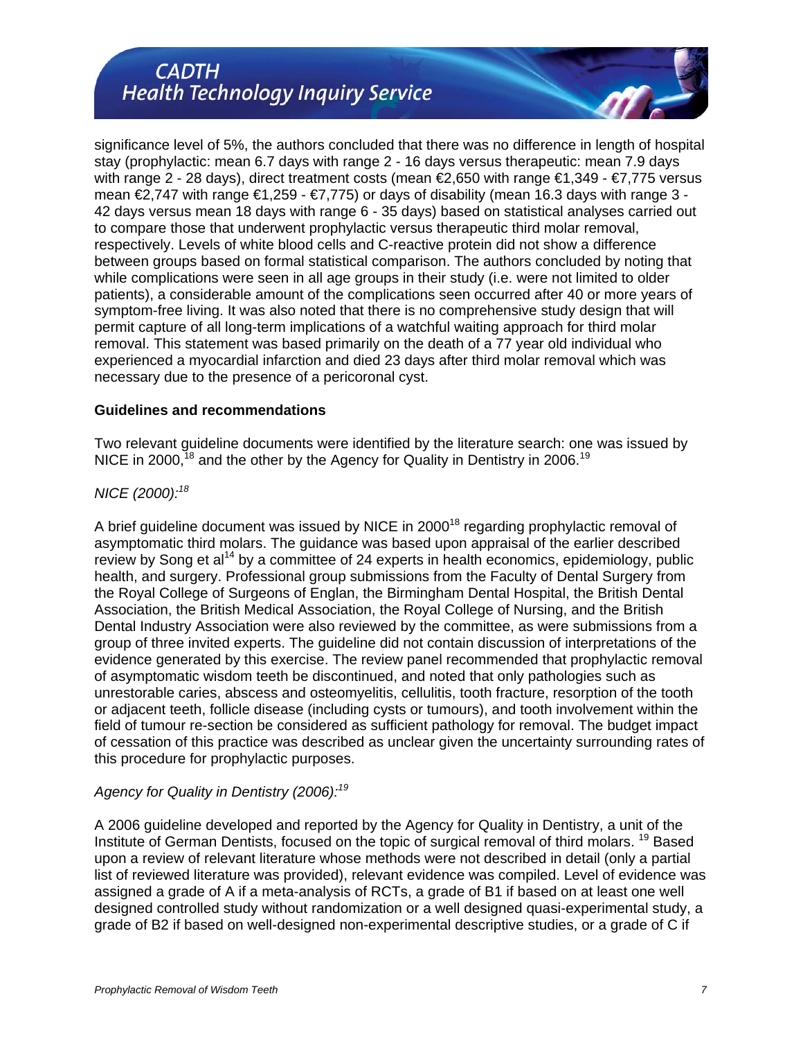significance level of 5%, the authors concluded that there was no difference in length of hospital stay (prophylactic: mean 6.7 days with range 2 - 16 days versus therapeutic: mean 7.9 days with range 2 - 28 days), direct treatment costs (mean €2,650 with range €1,349 - €7,775 versus mean €2,747 with range €1,259 - €7,775) or days of disability (mean 16.3 days with range 3 - 42 days versus mean 18 days with range 6 - 35 days) based on statistical analyses carried out to compare those that underwent prophylactic versus therapeutic third molar removal, respectively. Levels of white blood cells and C-reactive protein did not show a difference between groups based on formal statistical comparison. The authors concluded by noting that while complications were seen in all age groups in their study (i.e. were not limited to older patients), a considerable amount of the complications seen occurred after 40 or more years of symptom-free living. It was also noted that there is no comprehensive study design that will permit capture of all long-term implications of a watchful waiting approach for third molar removal. This statement was based primarily on the death of a 77 year old individual who experienced a myocardial infarction and died 23 days after third molar removal which was necessary due to the presence of a pericoronal cyst.

**Guidelines and recommendations**

Two relevant guideline documents were identified by the literature search: one was issued by NICE in 2000,[18] and the other by the Agency for Quality in Dentistry in 2006.[19]

*NICE (2000):[18]*

A brief guideline document was issued by NICE in 2000[18] regarding prophylactic removal of asymptomatic third molars. The guidance was based upon appraisal of the earlier described review by Song et al[14] by a committee of 24 experts in health economics, epidemiology, public health, and surgery. Professional group submissions from the Faculty of Dental Surgery from the Royal College of Surgeons of Englan, the Birmingham Dental Hospital, the British Dental Association, the British Medical Association, the Royal College of Nursing, and the British Dental Industry Association were also reviewed by the committee, as were submissions from a group of three invited experts. The guideline did not contain discussion of interpretations of the evidence generated by this exercise. The review panel recommended that prophylactic removal of asymptomatic wisdom teeth be discontinued, and noted that only pathologies such as unrestorable caries, abscess and osteomyelitis, cellulitis, tooth fracture, resorption of the tooth or adjacent teeth, follicle disease (including cysts or tumours), and tooth involvement within the field of tumour re-section be considered as sufficient pathology for removal. The budget impact of cessation of this practice was described as unclear given the uncertainty surrounding rates of this procedure for prophylactic purposes.

*Agency for Quality in Dentistry (2006):[19]*

A 2006 guideline developed and reported by the Agency for Quality in Dentistry, a unit of the Institute of German Dentists, focused on the topic of surgical removal of third molars.[19] Based upon a review of relevant literature whose methods were not described in detail (only a partial list of reviewed literature was provided), relevant evidence was compiled. Level of evidence was assigned a grade of A if a meta-analysis of RCTs, a grade of B1 if based on at least one well designed controlled study without randomization or a well designed quasi-experimental study, a grade of B2 if based on well-designed non-experimental descriptive studies, or a grade of C if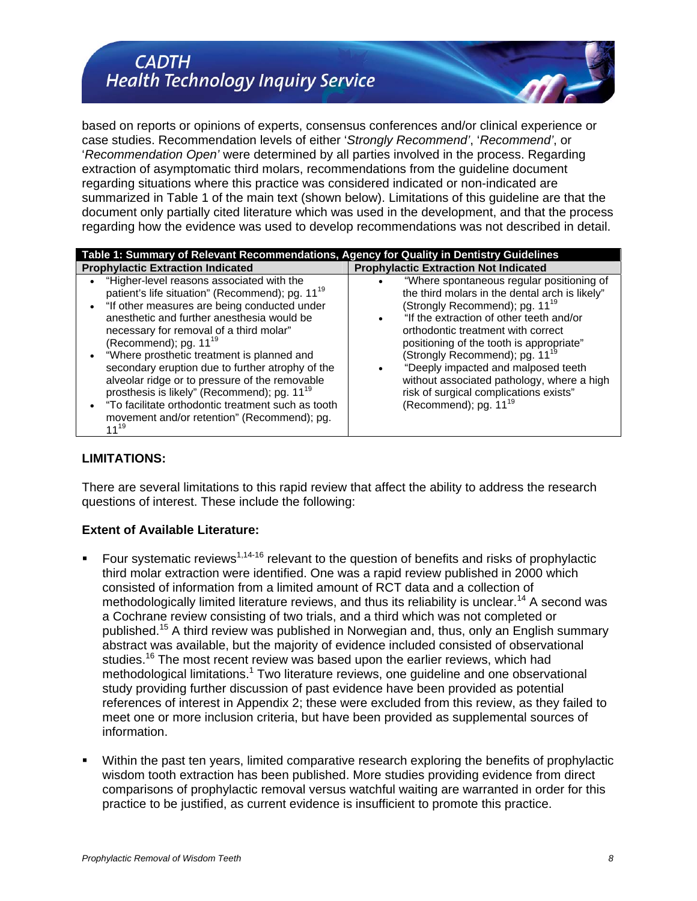based on reports or opinions of experts, consensus conferences and/or clinical experience or case studies. Recommendation levels of either '*Strongly Recommend'*, '*Recommend'*, or '*Recommendation Open'* were determined by all parties involved in the process. Regarding extraction of asymptomatic third molars, recommendations from the guideline document regarding situations where this practice was considered indicated or non-indicated are summarized in Table 1 of the main text (shown below). Limitations of this guideline are that the document only partially cited literature which was used in the development, and that the process regarding how the evidence was used to develop recommendations was not described in detail.

| Table 1: Summary of Relevant Recommendations, Agency for Quality in Dentistry Guidelines | |
|---|---|
| **Prophylactic Extraction Indicated** | **Prophylactic Extraction Not Indicated** |
| • "Higher-level reasons associated with the patient's life situation" (Recommend); pg. 11[19]<br>• "If other measures are being conducted under anesthetic and further anesthesia would be necessary for removal of a third molar" (Recommend); pg. 11[19]<br>• "Where prosthetic treatment is planned and secondary eruption due to further atrophy of the alveolar ridge or to pressure of the removable prosthesis is likely" (Recommend); pg. 11[19]<br>• "To facilitate orthodontic treatment such as tooth movement and/or retention" (Recommend); pg. 11[19] | • "Where spontaneous regular positioning of the third molars in the dental arch is likely" (Strongly Recommend); pg. 11[19]<br>• "If the extraction of other teeth and/or orthodontic treatment with correct positioning of the tooth is appropriate" (Strongly Recommend); pg. 11[19]<br>• "Deeply impacted and malposed teeth without associated pathology, where a high risk of surgical complications exists" (Recommend); pg. 11[19] |

### LIMITATIONS:

There are several limitations to this rapid review that affect the ability to address the research questions of interest. These include the following:

#### Extent of Available Literature:

- Four systematic reviews[1,14-16] relevant to the question of benefits and risks of prophylactic third molar extraction were identified. One was a rapid review published in 2000 which consisted of information from a limited amount of RCT data and a collection of methodologically limited literature reviews, and thus its reliability is unclear.[14] A second was a Cochrane review consisting of two trials, and a third which was not completed or published.[15] A third review was published in Norwegian and, thus, only an English summary abstract was available, but the majority of evidence included consisted of observational studies.[16] The most recent review was based upon the earlier reviews, which had methodological limitations.[1] Two literature reviews, one guideline and one observational study providing further discussion of past evidence have been provided as potential references of interest in Appendix 2; these were excluded from this review, as they failed to meet one or more inclusion criteria, but have been provided as supplemental sources of information.

- Within the past ten years, limited comparative research exploring the benefits of prophylactic wisdom tooth extraction has been published. More studies providing evidence from direct comparisons of prophylactic removal versus watchful waiting are warranted in order for this practice to be justified, as current evidence is insufficient to promote this practice.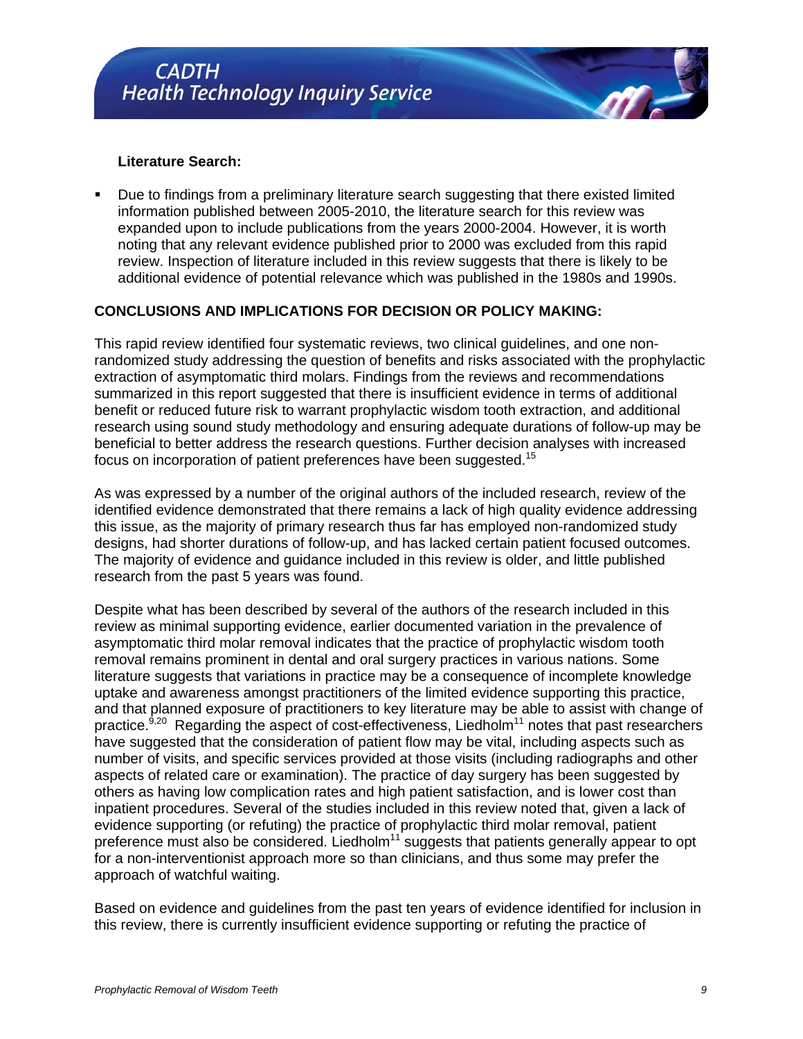**Literature Search:**

- Due to findings from a preliminary literature search suggesting that there existed limited information published between 2005-2010, the literature search for this review was expanded upon to include publications from the years 2000-2004. However, it is worth noting that any relevant evidence published prior to 2000 was excluded from this rapid review. Inspection of literature included in this review suggests that there is likely to be additional evidence of potential relevance which was published in the 1980s and 1990s.

## CONCLUSIONS AND IMPLICATIONS FOR DECISION OR POLICY MAKING:

This rapid review identified four systematic reviews, two clinical guidelines, and one non-randomized study addressing the question of benefits and risks associated with the prophylactic extraction of asymptomatic third molars. Findings from the reviews and recommendations summarized in this report suggested that there is insufficient evidence in terms of additional benefit or reduced future risk to warrant prophylactic wisdom tooth extraction, and additional research using sound study methodology and ensuring adequate durations of follow-up may be beneficial to better address the research questions. Further decision analyses with increased focus on incorporation of patient preferences have been suggested.[15]

As was expressed by a number of the original authors of the included research, review of the identified evidence demonstrated that there remains a lack of high quality evidence addressing this issue, as the majority of primary research thus far has employed non-randomized study designs, had shorter durations of follow-up, and has lacked certain patient focused outcomes. The majority of evidence and guidance included in this review is older, and little published research from the past 5 years was found.

Despite what has been described by several of the authors of the research included in this review as minimal supporting evidence, earlier documented variation in the prevalence of asymptomatic third molar removal indicates that the practice of prophylactic wisdom tooth removal remains prominent in dental and oral surgery practices in various nations. Some literature suggests that variations in practice may be a consequence of incomplete knowledge uptake and awareness amongst practitioners of the limited evidence supporting this practice, and that planned exposure of practitioners to key literature may be able to assist with change of practice.[9,20] Regarding the aspect of cost-effectiveness, Liedholm[11] notes that past researchers have suggested that the consideration of patient flow may be vital, including aspects such as number of visits, and specific services provided at those visits (including radiographs and other aspects of related care or examination). The practice of day surgery has been suggested by others as having low complication rates and high patient satisfaction, and is lower cost than inpatient procedures. Several of the studies included in this review noted that, given a lack of evidence supporting (or refuting) the practice of prophylactic third molar removal, patient preference must also be considered. Liedholm[11] suggests that patients generally appear to opt for a non-interventionist approach more so than clinicians, and thus some may prefer the approach of watchful waiting.

Based on evidence and guidelines from the past ten years of evidence identified for inclusion in this review, there is currently insufficient evidence supporting or refuting the practice of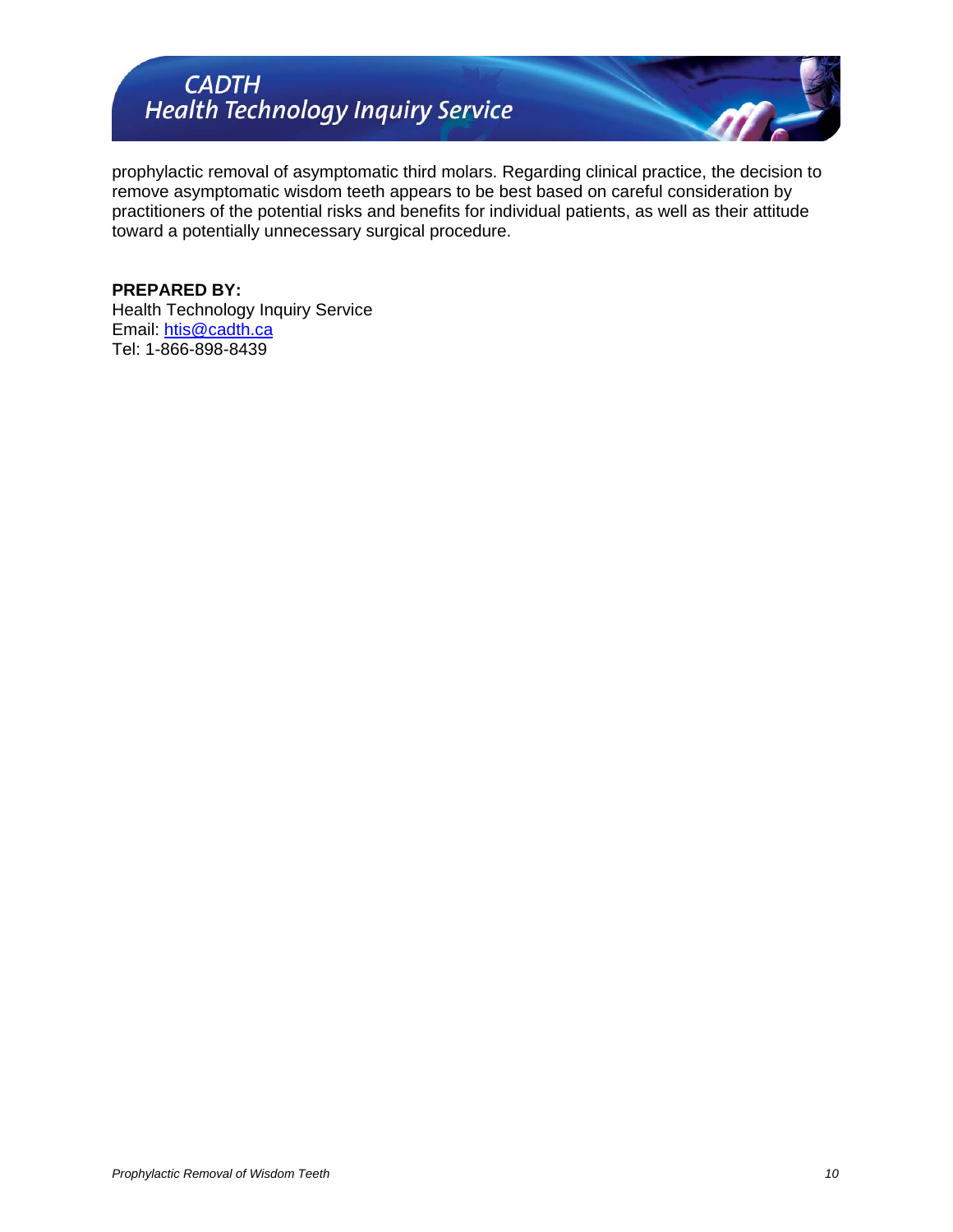prophylactic removal of asymptomatic third molars. Regarding clinical practice, the decision to remove asymptomatic wisdom teeth appears to be best based on careful consideration by practitioners of the potential risks and benefits for individual patients, as well as their attitude toward a potentially unnecessary surgical procedure.

**PREPARED BY:**
Health Technology Inquiry Service
Email: htis@cadth.ca
Tel: 1-866-898-8439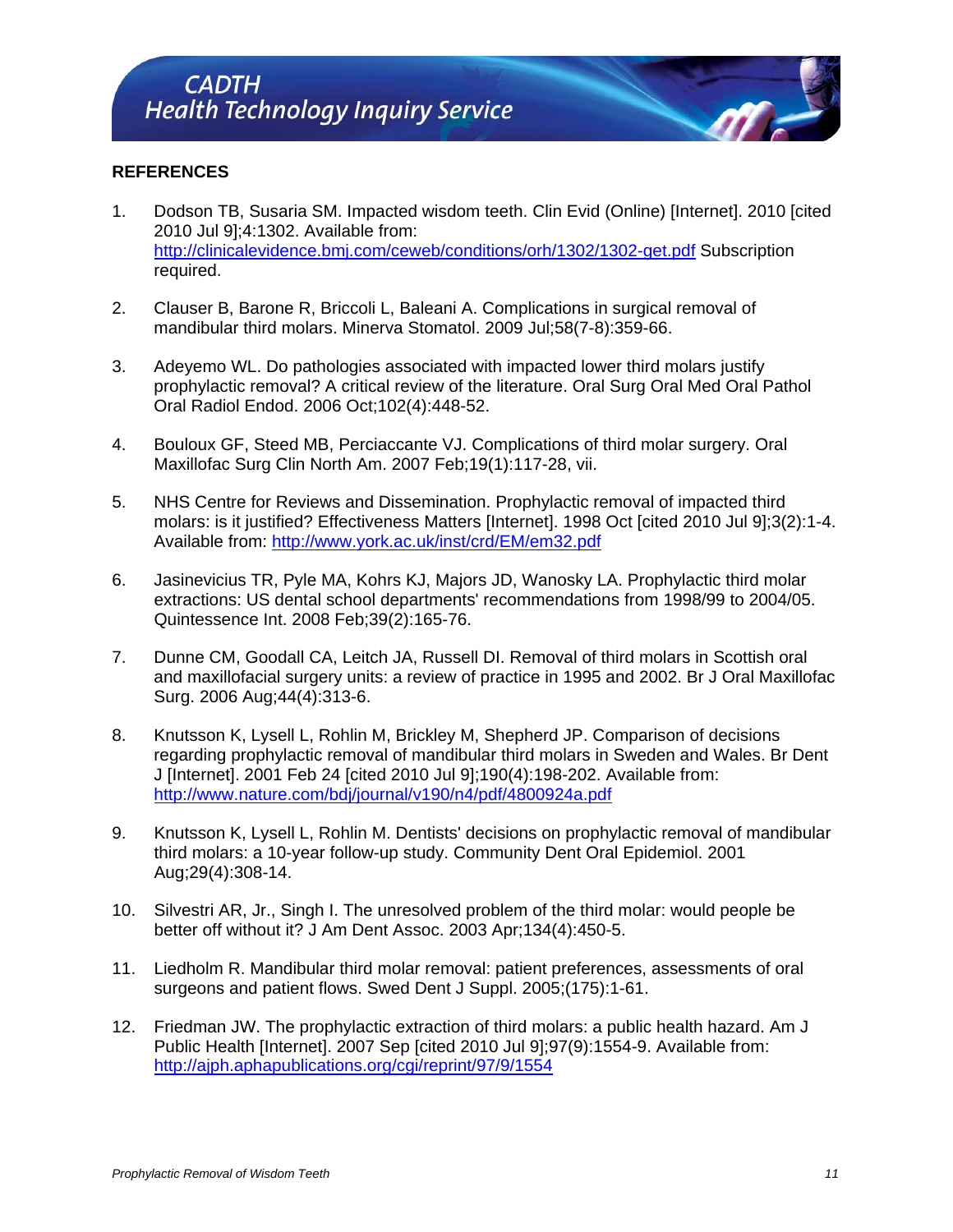**REFERENCES**

1. Dodson TB, Susaria SM. Impacted wisdom teeth. Clin Evid (Online) [Internet]. 2010 [cited 2010 Jul 9];4:1302. Available from: http://clinicalevidence.bmj.com/ceweb/conditions/orh/1302/1302-get.pdf Subscription required.

2. Clauser B, Barone R, Briccoli L, Baleani A. Complications in surgical removal of mandibular third molars. Minerva Stomatol. 2009 Jul;58(7-8):359-66.

3. Adeyemo WL. Do pathologies associated with impacted lower third molars justify prophylactic removal? A critical review of the literature. Oral Surg Oral Med Oral Pathol Oral Radiol Endod. 2006 Oct;102(4):448-52.

4. Bouloux GF, Steed MB, Perciaccante VJ. Complications of third molar surgery. Oral Maxillofac Surg Clin North Am. 2007 Feb;19(1):117-28, vii.

5. NHS Centre for Reviews and Dissemination. Prophylactic removal of impacted third molars: is it justified? Effectiveness Matters [Internet]. 1998 Oct [cited 2010 Jul 9];3(2):1-4. Available from: http://www.york.ac.uk/inst/crd/EM/em32.pdf

6. Jasinevicius TR, Pyle MA, Kohrs KJ, Majors JD, Wanosky LA. Prophylactic third molar extractions: US dental school departments' recommendations from 1998/99 to 2004/05. Quintessence Int. 2008 Feb;39(2):165-76.

7. Dunne CM, Goodall CA, Leitch JA, Russell DI. Removal of third molars in Scottish oral and maxillofacial surgery units: a review of practice in 1995 and 2002. Br J Oral Maxillofac Surg. 2006 Aug;44(4):313-6.

8. Knutsson K, Lysell L, Rohlin M, Brickley M, Shepherd JP. Comparison of decisions regarding prophylactic removal of mandibular third molars in Sweden and Wales. Br Dent J [Internet]. 2001 Feb 24 [cited 2010 Jul 9];190(4):198-202. Available from: http://www.nature.com/bdj/journal/v190/n4/pdf/4800924a.pdf

9. Knutsson K, Lysell L, Rohlin M. Dentists' decisions on prophylactic removal of mandibular third molars: a 10-year follow-up study. Community Dent Oral Epidemiol. 2001 Aug;29(4):308-14.

10. Silvestri AR, Jr., Singh I. The unresolved problem of the third molar: would people be better off without it? J Am Dent Assoc. 2003 Apr;134(4):450-5.

11. Liedholm R. Mandibular third molar removal: patient preferences, assessments of oral surgeons and patient flows. Swed Dent J Suppl. 2005;(175):1-61.

12. Friedman JW. The prophylactic extraction of third molars: a public health hazard. Am J Public Health [Internet]. 2007 Sep [cited 2010 Jul 9];97(9):1554-9. Available from: http://ajph.aphapublications.org/cgi/reprint/97/9/1554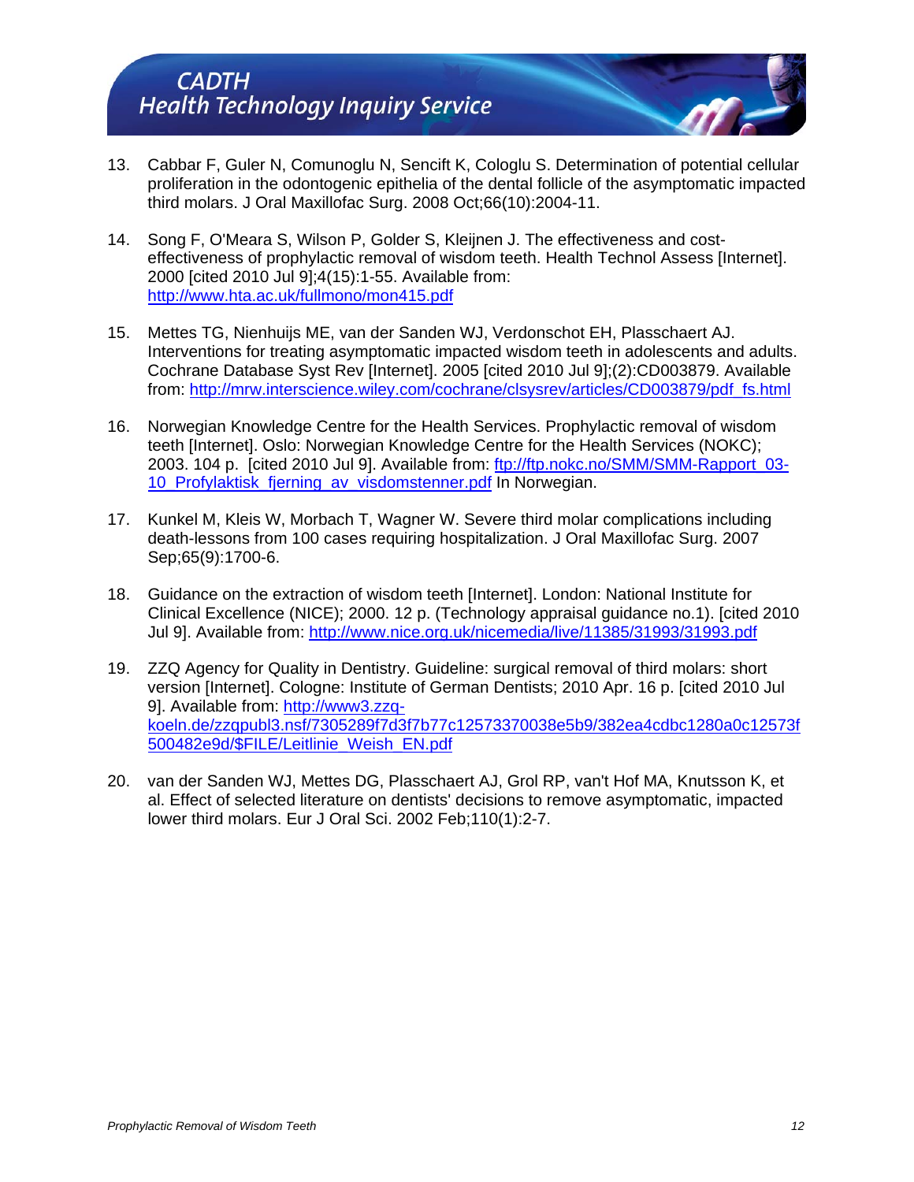13. Cabbar F, Guler N, Comunoglu N, Sencift K, Cologlu S. Determination of potential cellular proliferation in the odontogenic epithelia of the dental follicle of the asymptomatic impacted third molars. J Oral Maxillofac Surg. 2008 Oct;66(10):2004-11.

14. Song F, O'Meara S, Wilson P, Golder S, Kleijnen J. The effectiveness and cost-effectiveness of prophylactic removal of wisdom teeth. Health Technol Assess [Internet]. 2000 [cited 2010 Jul 9];4(15):1-55. Available from: http://www.hta.ac.uk/fullmono/mon415.pdf

15. Mettes TG, Nienhuijs ME, van der Sanden WJ, Verdonschot EH, Plasschaert AJ. Interventions for treating asymptomatic impacted wisdom teeth in adolescents and adults. Cochrane Database Syst Rev [Internet]. 2005 [cited 2010 Jul 9];(2):CD003879. Available from: http://mrw.interscience.wiley.com/cochrane/clsysrev/articles/CD003879/pdf_fs.html

16. Norwegian Knowledge Centre for the Health Services. Prophylactic removal of wisdom teeth [Internet]. Oslo: Norwegian Knowledge Centre for the Health Services (NOKC); 2003. 104 p. [cited 2010 Jul 9]. Available from: ftp://ftp.nokc.no/SMM/SMM-Rapport_03-10_Profylaktisk_fjerning_av_visdomstenner.pdf In Norwegian.

17. Kunkel M, Kleis W, Morbach T, Wagner W. Severe third molar complications including death-lessons from 100 cases requiring hospitalization. J Oral Maxillofac Surg. 2007 Sep;65(9):1700-6.

18. Guidance on the extraction of wisdom teeth [Internet]. London: National Institute for Clinical Excellence (NICE); 2000. 12 p. (Technology appraisal guidance no.1). [cited 2010 Jul 9]. Available from: http://www.nice.org.uk/nicemedia/live/11385/31993/31993.pdf

19. ZZQ Agency for Quality in Dentistry. Guideline: surgical removal of third molars: short version [Internet]. Cologne: Institute of German Dentists; 2010 Apr. 16 p. [cited 2010 Jul 9]. Available from: http://www3.zzq-koeln.de/zzqpubl3.nsf/7305289f7d3f7b77c12573370038e5b9/382ea4cdbc1280a0c12573f500482e9d/$FILE/Leitlinie_Weish_EN.pdf

20. van der Sanden WJ, Mettes DG, Plasschaert AJ, Grol RP, van't Hof MA, Knutsson K, et al. Effect of selected literature on dentists' decisions to remove asymptomatic, impacted lower third molars. Eur J Oral Sci. 2002 Feb;110(1):2-7.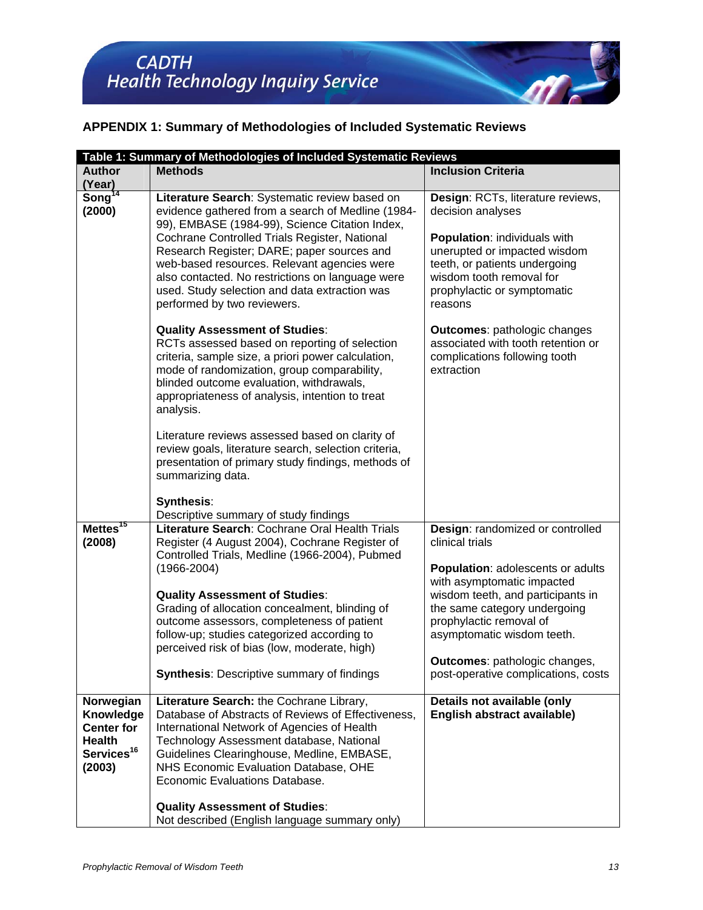## APPENDIX 1: Summary of Methodologies of Included Systematic Reviews

| Table 1: Summary of Methodologies of Included Systematic Reviews | | |
|---|---|---|
| **Author (Year)** | **Methods** | **Inclusion Criteria** |
| **Song[14] (2000)** | **Literature Search**: Systematic review based on evidence gathered from a search of Medline (1984-99), EMBASE (1984-99), Science Citation Index, Cochrane Controlled Trials Register, National Research Register; DARE; paper sources and web-based resources. Relevant agencies were also contacted. No restrictions on language were used. Study selection and data extraction was performed by two reviewers.<br><br>**Quality Assessment of Studies**:<br>RCTs assessed based on reporting of selection criteria, sample size, a priori power calculation, mode of randomization, group comparability, blinded outcome evaluation, withdrawals, appropriateness of analysis, intention to treat analysis.<br><br>Literature reviews assessed based on clarity of review goals, literature search, selection criteria, presentation of primary study findings, methods of summarizing data.<br><br>**Synthesis**:<br>Descriptive summary of study findings | **Design**: RCTs, literature reviews, decision analyses<br><br>**Population**: individuals with unerupted or impacted wisdom teeth, or patients undergoing wisdom tooth removal for prophylactic or symptomatic reasons<br><br>**Outcomes**: pathologic changes associated with tooth retention or complications following tooth extraction |
| **Mettes[15] (2008)** | **Literature Search**: Cochrane Oral Health Trials Register (4 August 2004), Cochrane Register of Controlled Trials, Medline (1966-2004), Pubmed (1966-2004)<br><br>**Quality Assessment of Studies**:<br>Grading of allocation concealment, blinding of outcome assessors, completeness of patient follow-up; studies categorized according to perceived risk of bias (low, moderate, high)<br><br>**Synthesis**: Descriptive summary of findings | **Design**: randomized or controlled clinical trials<br><br>**Population**: adolescents or adults with asymptomatic impacted wisdom teeth, and participants in the same category undergoing prophylactic removal of asymptomatic wisdom teeth.<br><br>**Outcomes**: pathologic changes, post-operative complications, costs |
| **Norwegian Knowledge Center for Health Services[16] (2003)** | **Literature Search:** the Cochrane Library, Database of Abstracts of Reviews of Effectiveness, International Network of Agencies of Health Technology Assessment database, National Guidelines Clearinghouse, Medline, EMBASE, NHS Economic Evaluation Database, OHE Economic Evaluations Database.<br><br>**Quality Assessment of Studies**:<br>Not described (English language summary only) | **Details not available (only English abstract available)** |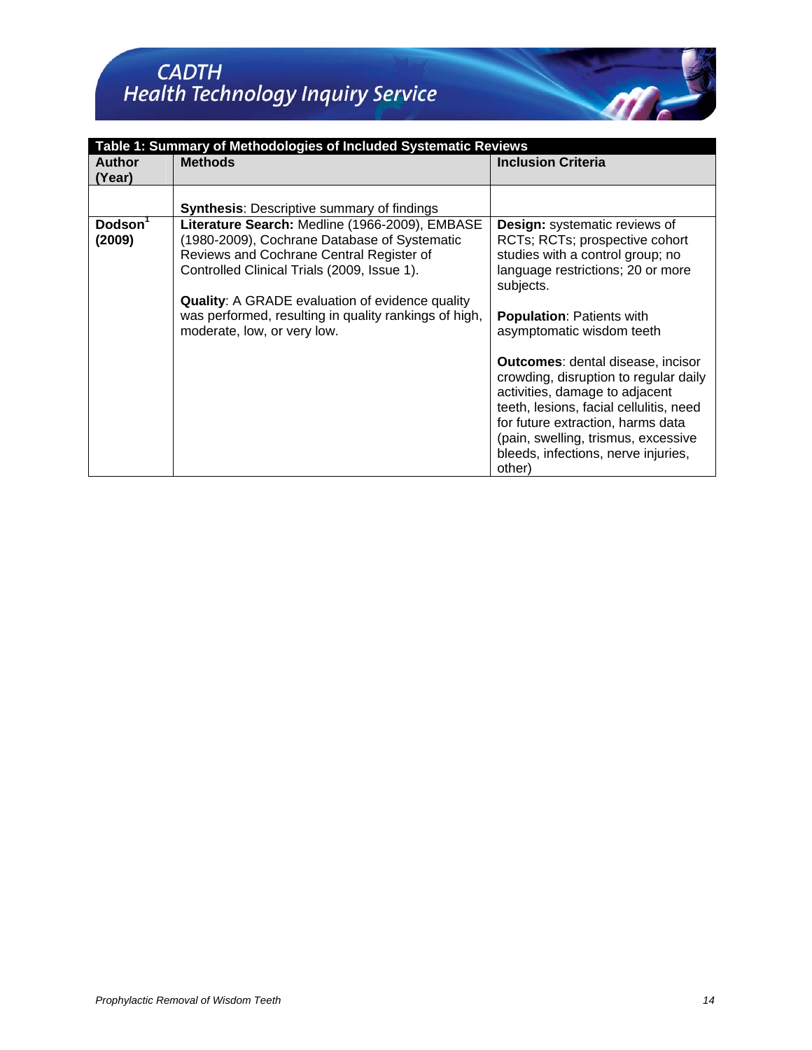| Table 1: Summary of Methodologies of Included Systematic Reviews | | |
|---|---|---|
| **Author (Year)** | **Methods** | **Inclusion Criteria** |
| | **Synthesis**: Descriptive summary of findings | |
| **Dodson[1] (2009)** | **Literature Search:** Medline (1966-2009), EMBASE (1980-2009), Cochrane Database of Systematic Reviews and Cochrane Central Register of Controlled Clinical Trials (2009, Issue 1).<br><br>**Quality**: A GRADE evaluation of evidence quality was performed, resulting in quality rankings of high, moderate, low, or very low. | **Design:** systematic reviews of RCTs; RCTs; prospective cohort studies with a control group; no language restrictions; 20 or more subjects.<br><br>**Population**: Patients with asymptomatic wisdom teeth<br><br>**Outcomes**: dental disease, incisor crowding, disruption to regular daily activities, damage to adjacent teeth, lesions, facial cellulitis, need for future extraction, harms data (pain, swelling, trismus, excessive bleeds, infections, nerve injuries, other) |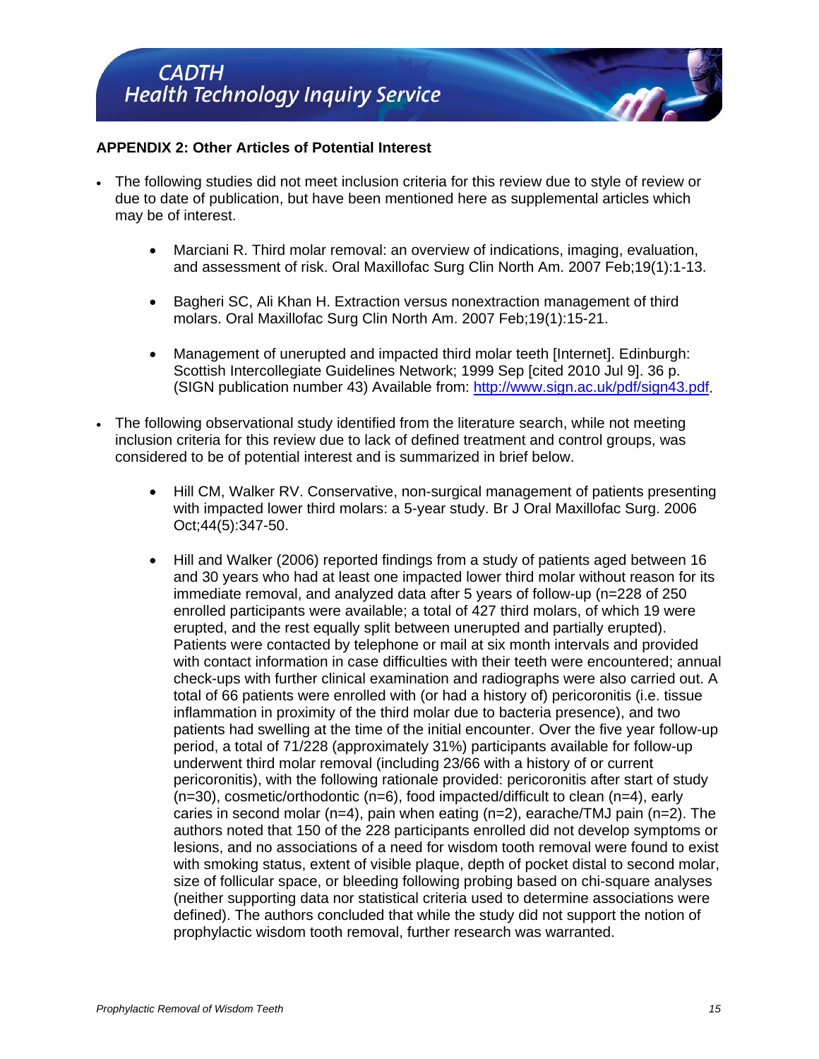## APPENDIX 2: Other Articles of Potential Interest

- The following studies did not meet inclusion criteria for this review due to style of review or due to date of publication, but have been mentioned here as supplemental articles which may be of interest.

    - Marciani R. Third molar removal: an overview of indications, imaging, evaluation, and assessment of risk. Oral Maxillofac Surg Clin North Am. 2007 Feb;19(1):1-13.

    - Bagheri SC, Ali Khan H. Extraction versus nonextraction management of third molars. Oral Maxillofac Surg Clin North Am. 2007 Feb;19(1):15-21.

    - Management of unerupted and impacted third molar teeth [Internet]. Edinburgh: Scottish Intercollegiate Guidelines Network; 1999 Sep [cited 2010 Jul 9]. 36 p. (SIGN publication number 43) Available from: http://www.sign.ac.uk/pdf/sign43.pdf.

- The following observational study identified from the literature search, while not meeting inclusion criteria for this review due to lack of defined treatment and control groups, was considered to be of potential interest and is summarized in brief below.

    - Hill CM, Walker RV. Conservative, non-surgical management of patients presenting with impacted lower third molars: a 5-year study. Br J Oral Maxillofac Surg. 2006 Oct;44(5):347-50.

    - Hill and Walker (2006) reported findings from a study of patients aged between 16 and 30 years who had at least one impacted lower third molar without reason for its immediate removal, and analyzed data after 5 years of follow-up (n=228 of 250 enrolled participants were available; a total of 427 third molars, of which 19 were erupted, and the rest equally split between unerupted and partially erupted). Patients were contacted by telephone or mail at six month intervals and provided with contact information in case difficulties with their teeth were encountered; annual check-ups with further clinical examination and radiographs were also carried out. A total of 66 patients were enrolled with (or had a history of) pericoronitis (i.e. tissue inflammation in proximity of the third molar due to bacteria presence), and two patients had swelling at the time of the initial encounter. Over the five year follow-up period, a total of 71/228 (approximately 31%) participants available for follow-up underwent third molar removal (including 23/66 with a history of or current pericoronitis), with the following rationale provided: pericoronitis after start of study (n=30), cosmetic/orthodontic (n=6), food impacted/difficult to clean (n=4), early caries in second molar (n=4), pain when eating (n=2), earache/TMJ pain (n=2). The authors noted that 150 of the 228 participants enrolled did not develop symptoms or lesions, and no associations of a need for wisdom tooth removal were found to exist with smoking status, extent of visible plaque, depth of pocket distal to second molar, size of follicular space, or bleeding following probing based on chi-square analyses (neither supporting data nor statistical criteria used to determine associations were defined). The authors concluded that while the study did not support the notion of prophylactic wisdom tooth removal, further research was warranted.